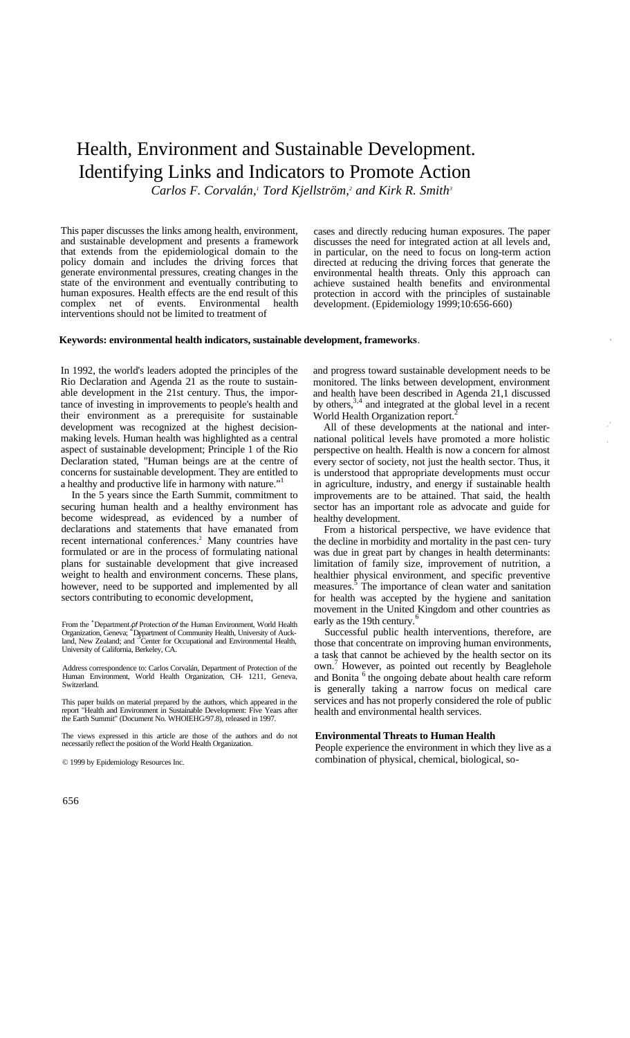# Health, Environment and Sustainable Development. Identifying Links and Indicators to Promote Action

*Carlos F. Corvalán,[1] Tord Kjellström,[2] and Kirk R. Smith[3]*

This paper discusses the links among health, environment, and sustainable development and presents a framework that extends from the epidemiological domain to the policy domain and includes the driving forces that generate environmental pressures, creating changes in the state of the environment and eventually contributing to human exposures. Health effects are the end result of this complex net of events. Environmental health interventions should not be limited to treatment of cases and directly reducing human exposures. The paper discusses the need for integrated action at all levels and, in particular, on the need to focus on long-term action directed at reducing the driving forces that generate the environmental health threats. Only this approach can achieve sustained health benefits and environmental protection in accord with the principles of sustainable development. (Epidemiology 1999;10:656-660)

**Keywords: environmental health indicators, sustainable development, frameworks**.

In 1992, the world's leaders adopted the principles of the Rio Declaration and Agenda 21 as the route to sustainable development in the 21st century. Thus, the importance of investing in improvements to people's health and their environment as a prerequisite for sustainable development was recognized at the highest decision-making levels. Human health was highlighted as a central aspect of sustainable development; Principle 1 of the Rio Declaration stated, "Human beings are at the centre of concerns for sustainable development. They are entitled to a healthy and productive life in harmony with nature."[1]

In the 5 years since the Earth Summit, commitment to securing human health and a healthy environment has become widespread, as evidenced by a number of declarations and statements that have emanated from recent international conferences.[2] Many countries have formulated or are in the process of formulating national plans for sustainable development that give increased weight to health and environment concerns. These plans, however, need to be supported and implemented by all sectors contributing to economic development, and progress toward sustainable development needs to be monitored. The links between development, environment and health have been described in Agenda 21,1 discussed by others,[3,4] and integrated at the global level in a recent World Health Organization report.[2]

All of these developments at the national and international political levels have promoted a more holistic perspective on health. Health is now a concern for almost every sector of society, not just the health sector. Thus, it is understood that appropriate developments must occur in agriculture, industry, and energy if sustainable health improvements are to be attained. That said, the health sector has an important role as advocate and guide for healthy development.

From a historical perspective, we have evidence that the decline in morbidity and mortality in the past century was due in great part by changes in health determinants: limitation of family size, improvement of nutrition, a healthier physical environment, and specific preventive measures.[5] The importance of clean water and sanitation for health was accepted by the hygiene and sanitation movement in the United Kingdom and other countries as early as the 19th century.[6]

Successful public health interventions, therefore, are those that concentrate on improving human environments, a task that cannot be achieved by the health sector on its own.[7] However, as pointed out recently by Beaglehole and Bonita [6] the ongoing debate about health care reform is generally taking a narrow focus on medical care services and has not properly considered the role of public health and environmental health services.

## Environmental Threats to Human Health

People experience the environment in which they live as a combination of physical, chemical, biological, so-

---

From the [1]Department of Protection of the Human Environment, World Health Organization, Geneva; [2]Department of Community Health, University of Auckland, New Zealand; and [3]Center for Occupational and Environmental Health, University of California, Berkeley, CA.

Address correspondence to: Carlos Corvalán, Department of Protection of the Human Environment, World Health Organization, CH- 1211, Geneva, Switzerland.

This paper builds on material prepared by the authors, which appeared in the report "Health and Environment in Sustainable Development: Five Years after the Earth Summit" (Document No. WHOIEHG/97.8), released in 1997.

The views expressed in this article are those of the authors and do not necessarily reflect the position of the World Health Organization.

© 1999 by Epidemiology Resources Inc.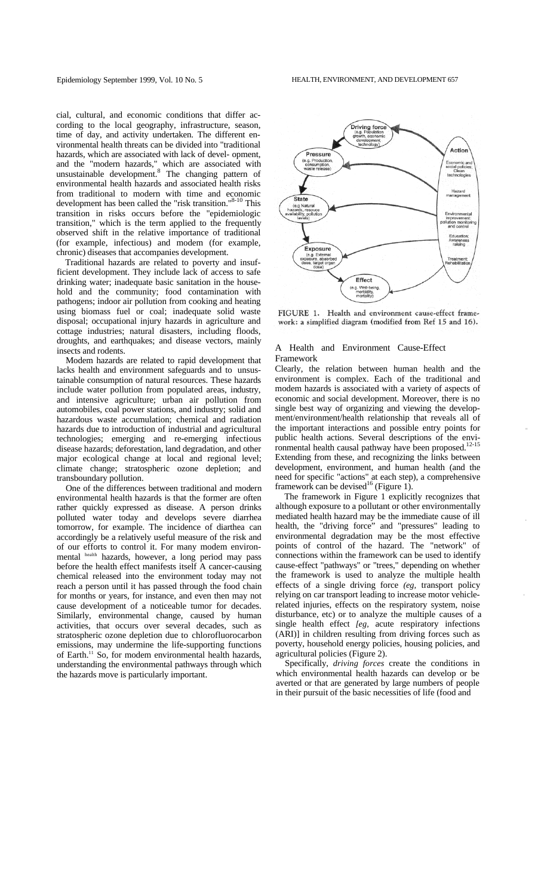cial, cultural, and economic conditions that differ according to the local geography, infrastructure, season, time of day, and activity undertaken. The different environmental health threats can be divided into "traditional hazards, which are associated with lack of devel- opment, and the "modern hazards," which are associated with unsustainable development.[8] The changing pattern of environmental health hazards and associated health risks from traditional to modern with time and economic development has been called the "risk transition."[8-10] This transition in risks occurs before the "epidemiologic transition," which is the term applied to the frequently observed shift in the relative importance of traditional (for example, infectious) and modem (for example, chronic) diseases that accompanies development.

Traditional hazards are related to poverty and insufficient development. They include lack of access to safe drinking water; inadequate basic sanitation in the household and the community; food contamination with pathogens; indoor air pollution from cooking and heating using biomass fuel or coal; inadequate solid waste disposal; occupational injury hazards in agriculture and cottage industries; natural disasters, including floods, droughts, and earthquakes; and disease vectors, mainly insects and rodents.

Modem hazards are related to rapid development that lacks health and environment safeguards and to unsustainable consumption of natural resources. These hazards include water pollution from populated areas, industry, and intensive agriculture; urban air pollution from automobiles, coal power stations, and industry; solid and hazardous waste accumulation; chemical and radiation hazards due to introduction of industrial and agricultural technologies; emerging and re-emerging infectious disease hazards; deforestation, land degradation, and other major ecological change at local and regional level; climate change; stratospheric ozone depletion; and transboundary pollution.

One of the differences between traditional and modern environmental health hazards is that the former are often rather quickly expressed as disease. A person drinks polluted water today and develops severe diarrhea tomorrow, for example. The incidence of diarthea can accordingly be a relatively useful measure of the risk and of our efforts to control it. For many modem environmental health hazards, however, a long period may pass before the health effect manifests itself A cancer-causing chemical released into the environment today may not reach a person until it has passed through the food chain for months or years, for instance, and even then may not cause development of a noticeable tumor for decades. Similarly, environmental change, caused by human activities, that occurs over several decades, such as stratospheric ozone depletion due to chlorofluorocarbon emissions, may undermine the life-supporting functions of Earth.[11] So, for modem environmental health hazards, understanding the environmental pathways through which the hazards move is particularly important.

FIGURE 1. Health and environment cause-effect framework: a simplified diagram (modified from Ref 15 and 16).

## A Health and Environment Cause-Effect Framework

Clearly, the relation between human health and the environment is complex. Each of the traditional and modem hazards is associated with a variety of aspects of economic and social development. Moreover, there is no single best way of organizing and viewing the development/environment/health relationship that reveals all of the important interactions and possible entry points for public health actions. Several descriptions of the environmental health causal pathway have been proposed.[12-15] Extending from these, and recognizing the links between development, environment, and human health (and the need for specific "actions" at each step), a comprehensive framework can be devised[16] (Figure 1).

The framework in Figure 1 explicitly recognizes that although exposure to a pollutant or other environmentally mediated health hazard may be the immediate cause of ill health, the "driving force" and "pressures" leading to environmental degradation may be the most effective points of control of the hazard. The "network" of connections within the framework can be used to identify cause-effect "pathways" or "trees," depending on whether the framework is used to analyze the multiple health effects of a single driving force *(eg,* transport policy relying on car transport leading to increase motor vehicle-related injuries, effects on the respiratory system, noise disturbance, etc) or to analyze the multiple causes of a single health effect *[eg,* acute respiratory infections (ARI)] in children resulting from driving forces such as poverty, household energy policies, housing policies, and agricultural policies (Figure 2).

Specifically, *driving forces* create the conditions in which environmental health hazards can develop or be averted or that are generated by large numbers of people in their pursuit of the basic necessities of life (food and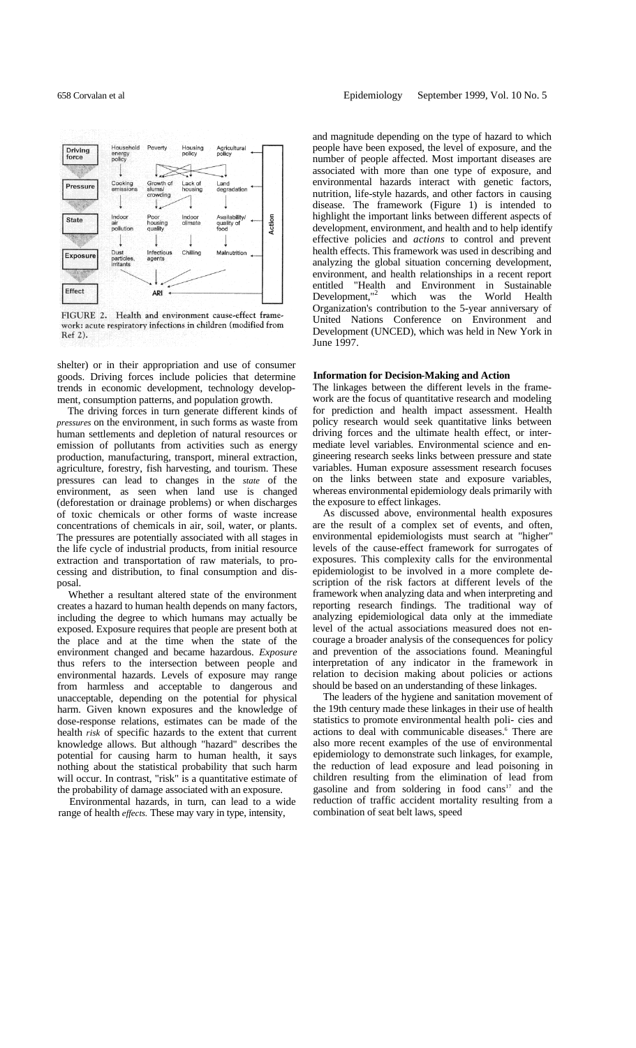FIGURE 2. Health and environment cause-effect framework: acute respiratory infections in children (modified from Ref 2).

shelter) or in their appropriation and use of consumer goods. Driving forces include policies that determine trends in economic development, technology development, consumption patterns, and population growth.

The driving forces in turn generate different kinds of *pressures* on the environment, in such forms as waste from human settlements and depletion of natural resources or emission of pollutants from activities such as energy production, manufacturing, transport, mineral extraction, agriculture, forestry, fish harvesting, and tourism. These pressures can lead to changes in the *state* of the environment, as seen when land use is changed (deforestation or drainage problems) or when discharges of toxic chemicals or other forms of waste increase concentrations of chemicals in air, soil, water, or plants. The pressures are potentially associated with all stages in the life cycle of industrial products, from initial resource extraction and transportation of raw materials, to processing and distribution, to final consumption and disposal.

Whether a resultant altered state of the environment creates a hazard to human health depends on many factors, including the degree to which humans may actually be exposed. Exposure requires that people are present both at the place and at the time when the state of the environment changed and became hazardous. *Exposure* thus refers to the intersection between people and environmental hazards. Levels of exposure may range from harmless and acceptable to dangerous and unacceptable, depending on the potential for physical harm. Given known exposures and the knowledge of dose-response relations, estimates can be made of the health *risk* of specific hazards to the extent that current knowledge allows. But although "hazard" describes the potential for causing harm to human health, it says nothing about the statistical probability that such harm will occur. In contrast, "risk" is a quantitative estimate of the probability of damage associated with an exposure.

Environmental hazards, in turn, can lead to a wide range of health *effects.* These may vary in type, intensity, and magnitude depending on the type of hazard to which people have been exposed, the level of exposure, and the number of people affected. Most important diseases are associated with more than one type of exposure, and environmental hazards interact with genetic factors, nutrition, life-style hazards, and other factors in causing disease. The framework (Figure 1) is intended to highlight the important links between different aspects of development, environment, and health and to help identify effective policies and *actions* to control and prevent health effects. This framework was used in describing and analyzing the global situation concerning development, environment, and health relationships in a recent report entitled "Health and Environment in Sustainable Development,"[2] which was the World Health Organization's contribution to the 5-year anniversary of United Nations Conference on Environment and Development (UNCED), which was held in New York in June 1997.

### Information for Decision-Making and Action

The linkages between the different levels in the framework are the focus of quantitative research and modeling for prediction and health impact assessment. Health policy research would seek quantitative links between driving forces and the ultimate health effect, or intermediate level variables. Environmental science and engineering research seeks links between pressure and state variables. Human exposure assessment research focuses on the links between state and exposure variables, whereas environmental epidemiology deals primarily with the exposure to effect linkages.

As discussed above, environmental health exposures are the result of a complex set of events, and often, environmental epidemiologists must search at "higher" levels of the cause-effect framework for surrogates of exposures. This complexity calls for the environmental epidemiologist to be involved in a more complete description of the risk factors at different levels of the framework when analyzing data and when interpreting and reporting research findings. The traditional way of analyzing epidemiological data only at the immediate level of the actual associations measured does not encourage a broader analysis of the consequences for policy and prevention of the associations found. Meaningful interpretation of any indicator in the framework in relation to decision making about policies or actions should be based on an understanding of these linkages.

The leaders of the hygiene and sanitation movement of the 19th century made these linkages in their use of health statistics to promote environmental health policies and actions to deal with communicable diseases.[6] There are also more recent examples of the use of environmental epidemiology to demonstrate such linkages, for example, the reduction of lead exposure and lead poisoning in children resulting from the elimination of lead from gasoline and from soldering in food cans[17] and the reduction of traffic accident mortality resulting from a combination of seat belt laws, speed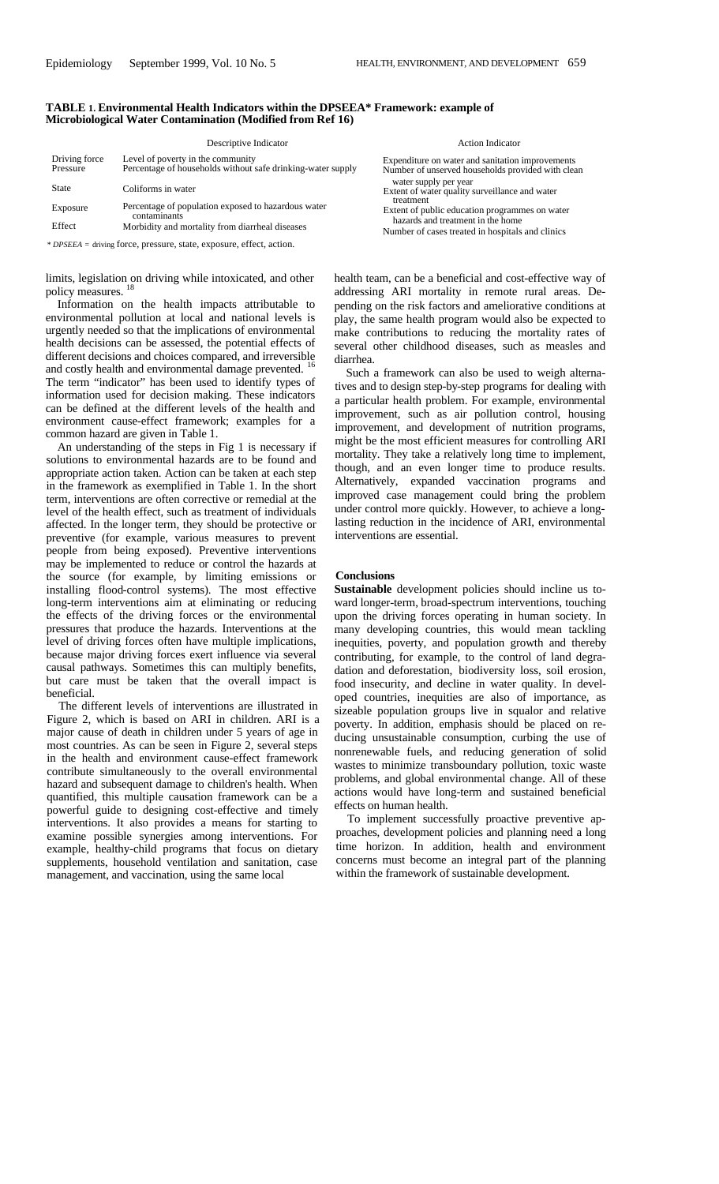**TABLE 1. Environmental Health Indicators within the DPSEEA* Framework: example of Microbiological Water Contamination (Modified from Ref 16)**

| | Descriptive Indicator | Action Indicator |
|---|---|---|
| Driving force | Level of poverty in the community | Expenditure on water and sanitation improvements |
| Pressure | Percentage of households without safe drinking-water supply | Number of unserved households provided with clean water supply per year |
| State | Coliforms in water | Extent of water quality surveillance and water treatment |
| Exposure | Percentage of population exposed to hazardous water contaminants | Extent of public education programmes on water hazards and treatment in the home |
| Effect | Morbidity and mortality from diarrheal diseases | Number of cases treated in hospitals and clinics |

* *DPSEEA* = driving force, pressure, state, exposure, effect, action.

limits, legislation on driving while intoxicated, and other policy measures.[18]

Information on the health impacts attributable to environmental pollution at local and national levels is urgently needed so that the implications of environmental health decisions can be assessed, the potential effects of different decisions and choices compared, and irreversible and costly health and environmental damage prevented.[16] The term "indicator" has been used to identify types of information used for decision making. These indicators can be defined at the different levels of the health and environment cause-effect framework; examples for a common hazard are given in Table 1.

An understanding of the steps in Fig 1 is necessary if solutions to environmental hazards are to be found and appropriate action taken. Action can be taken at each step in the framework as exemplified in Table 1. In the short term, interventions are often corrective or remedial at the level of the health effect, such as treatment of individuals affected. In the longer term, they should be protective or preventive (for example, various measures to prevent people from being exposed). Preventive interventions may be implemented to reduce or control the hazards at the source (for example, by limiting emissions or installing flood-control systems). The most effective long-term interventions aim at eliminating or reducing the effects of the driving forces or the environmental pressures that produce the hazards. Interventions at the level of driving forces often have multiple implications, because major driving forces exert influence via several causal pathways. Sometimes this can multiply benefits, but care must be taken that the overall impact is beneficial.

The different levels of interventions are illustrated in Figure 2, which is based on ARI in children. ARI is a major cause of death in children under 5 years of age in most countries. As can be seen in Figure 2, several steps in the health and environment cause-effect framework contribute simultaneously to the overall environmental hazard and subsequent damage to children's health. When quantified, this multiple causation framework can be a powerful guide to designing cost-effective and timely interventions. It also provides a means for starting to examine possible synergies among interventions. For example, healthy-child programs that focus on dietary supplements, household ventilation and sanitation, case management, and vaccination, using the same local health team, can be a beneficial and cost-effective way of addressing ARI mortality in remote rural areas. Depending on the risk factors and ameliorative conditions at play, the same health program would also be expected to make contributions to reducing the mortality rates of several other childhood diseases, such as measles and diarrhea.

Such a framework can also be used to weigh alternatives and to design step-by-step programs for dealing with a particular health problem. For example, environmental improvement, such as air pollution control, housing improvement, and development of nutrition programs, might be the most efficient measures for controlling ARI mortality. They take a relatively long time to implement, though, and an even longer time to produce results. Alternatively, expanded vaccination programs and improved case management could bring the problem under control more quickly. However, to achieve a long-lasting reduction in the incidence of ARI, environmental interventions are essential.

## Conclusions

**Sustainable** development policies should incline us toward longer-term, broad-spectrum interventions, touching upon the driving forces operating in human society. In many developing countries, this would mean tackling inequities, poverty, and population growth and thereby contributing, for example, to the control of land degradation and deforestation, biodiversity loss, soil erosion, food insecurity, and decline in water quality. In developed countries, inequities are also of importance, as sizeable population groups live in squalor and relative poverty. In addition, emphasis should be placed on reducing unsustainable consumption, curbing the use of nonrenewable fuels, and reducing generation of solid wastes to minimize transboundary pollution, toxic waste problems, and global environmental change. All of these actions would have long-term and sustained beneficial effects on human health.

To implement successfully proactive preventive approaches, development policies and planning need a long time horizon. In addition, health and environment concerns must become an integral part of the planning within the framework of sustainable development.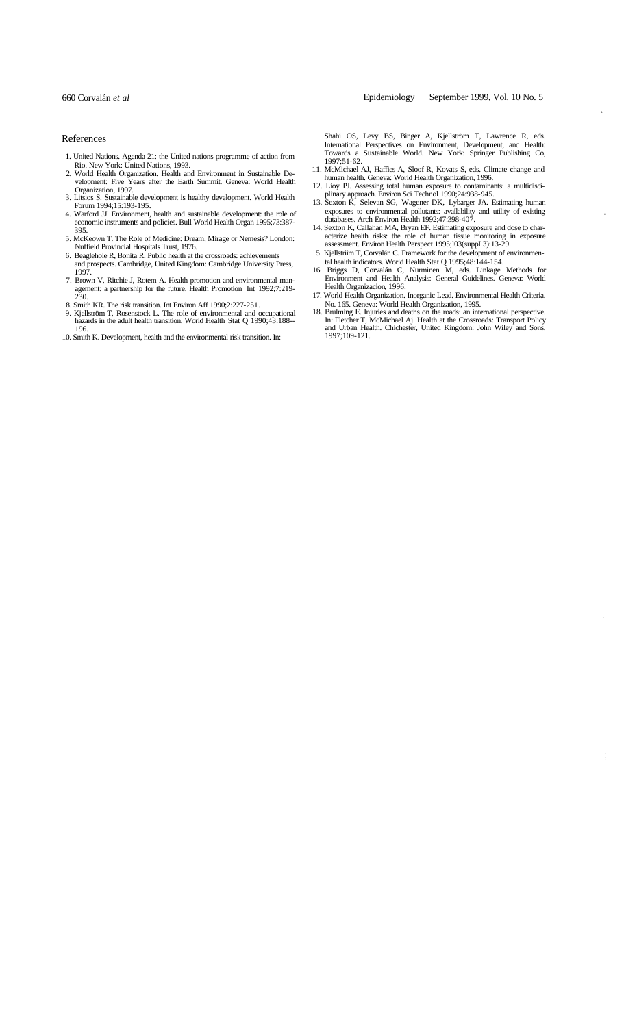## References

1. United Nations. Agenda 21: the United nations programme of action from Rio. New York: United Nations, 1993.
2. World Health Organization. Health and Environment in Sustainable Development: Five Years after the Earth Summit. Geneva: World Health Organization, 1997.
3. Litsios S. Sustainable development is healthy development. World Health Forum 1994;15:193-195.
4. Warford JJ. Environment, health and sustainable development: the role of economic instruments and policies. Bull World Health Organ 1995;73:387-395.
5. McKeown T. The Role of Medicine: Dream, Mirage or Nemesis? London: Nuffield Provincial Hospitals Trust, 1976.
6. Beaglehole R, Bonita R. Public health at the crossroads: achievements and prospects. Cambridge, United Kingdom: Cambridge University Press, 1997.
7. Brown V, Ritchie J, Rotem A. Health promotion and environmental management: a partnership for the future. Health Promotion Int 1992;7:219-230.
8. Smith KR. The risk transition. Int Environ Aff 1990;2:227-251.
9. Kjellström T, Rosenstock L. The role of environmental and occupational hazards in the adult health transition. World Health Stat Q 1990;43:188--196.
10. Smith K. Development, health and the environmental risk transition. In: Shahi OS, Levy BS, Binger A, Kjellström T, Lawrence R, eds. International Perspectives on Environment, Development, and Health: Towards a Sustainable World. New York: Springer Publishing Co, 1997;51-62.
11. McMichael AJ, Haffies A, Sloof R, Kovats S, eds. Climate change and human health. Geneva: World Health Organization, 1996.
12. Lioy PJ. Assessing total human exposure to contaminants: a multidisciplinary approach. Environ Sci Technol 1990;24:938-945.
13. Sexton K, Selevan SG, Wagener DK, Lybarger JA. Estimating human exposures to environmental pollutants: availability and utility of existing databases. Arch Environ Health 1992;47:398-407.
14. Sexton K, Callahan MA, Bryan EF. Estimating exposure and dose to characterize health risks: the role of human tissue monitoring in exposure assessment. Environ Health Perspect 1995;l03(suppl 3):13-29.
15. Kjellstriim T, Corvalán C. Framework for the development of environmental health indicators. World Health Stat Q 1995;48:144-154.
16. Briggs D, Corvalán C, Nurminen M, eds. Linkage Methods for Environment and Health Analysis: General Guidelines. Geneva: World Health Organizacion, 1996.
17. World Health Organization. Inorganic Lead. Environmental Health Criteria, No. 165. Geneva: World Health Organization, 1995.
18. Brulming E. Injuries and deaths on the roads: an international perspective. In: Fletcher T, McMichael Aj. Health at the Crossroads: Transport Policy and Urban Health. Chichester, United Kingdom: John Wiley and Sons, 1997;109-121.